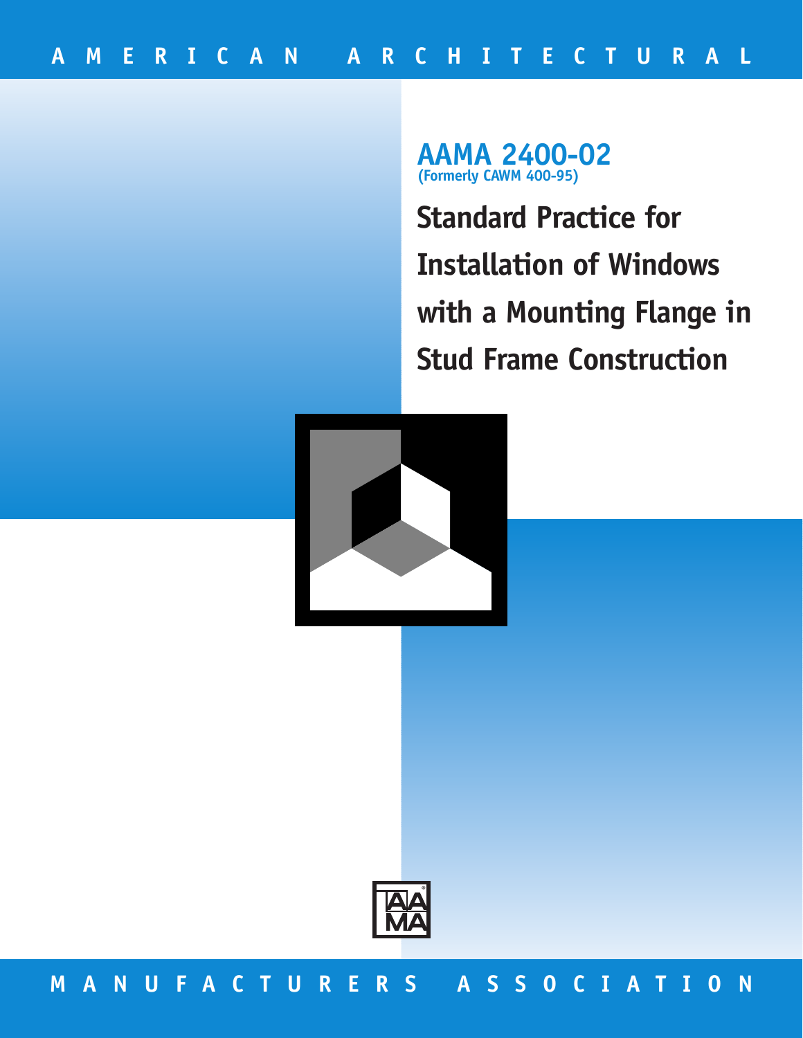AMERICAN ARCHITECTURAL

# AAMA 2400-02

(Formerly CAWM 400-95)

# Standard Practice for Installation of Windows with a Mounting Flange in Stud Frame Construction

MANUFACTURERS ASSOCIATION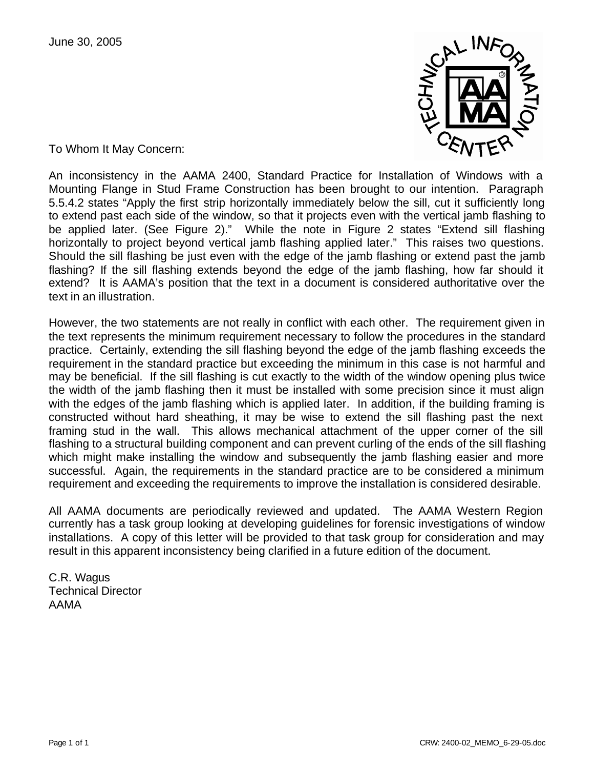June 30, 2005

To Whom It May Concern:

An inconsistency in the AAMA 2400, Standard Practice for Installation of Windows with a Mounting Flange in Stud Frame Construction has been brought to our intention. Paragraph 5.5.4.2 states "Apply the first strip horizontally immediately below the sill, cut it sufficiently long to extend past each side of the window, so that it projects even with the vertical jamb flashing to be applied later. (See Figure 2)." While the note in Figure 2 states "Extend sill flashing horizontally to project beyond vertical jamb flashing applied later." This raises two questions. Should the sill flashing be just even with the edge of the jamb flashing or extend past the jamb flashing? If the sill flashing extends beyond the edge of the jamb flashing, how far should it extend? It is AAMA's position that the text in a document is considered authoritative over the text in an illustration.

However, the two statements are not really in conflict with each other. The requirement given in the text represents the minimum requirement necessary to follow the procedures in the standard practice. Certainly, extending the sill flashing beyond the edge of the jamb flashing exceeds the requirement in the standard practice but exceeding the minimum in this case is not harmful and may be beneficial. If the sill flashing is cut exactly to the width of the window opening plus twice the width of the jamb flashing then it must be installed with some precision since it must align with the edges of the jamb flashing which is applied later. In addition, if the building framing is constructed without hard sheathing, it may be wise to extend the sill flashing past the next framing stud in the wall. This allows mechanical attachment of the upper corner of the sill flashing to a structural building component and can prevent curling of the ends of the sill flashing which might make installing the window and subsequently the jamb flashing easier and more successful. Again, the requirements in the standard practice are to be considered a minimum requirement and exceeding the requirements to improve the installation is considered desirable.

All AAMA documents are periodically reviewed and updated. The AAMA Western Region currently has a task group looking at developing guidelines for forensic investigations of window installations. A copy of this letter will be provided to that task group for consideration and may result in this apparent inconsistency being clarified in a future edition of the document.

C.R. Wagus
Technical Director
AAMA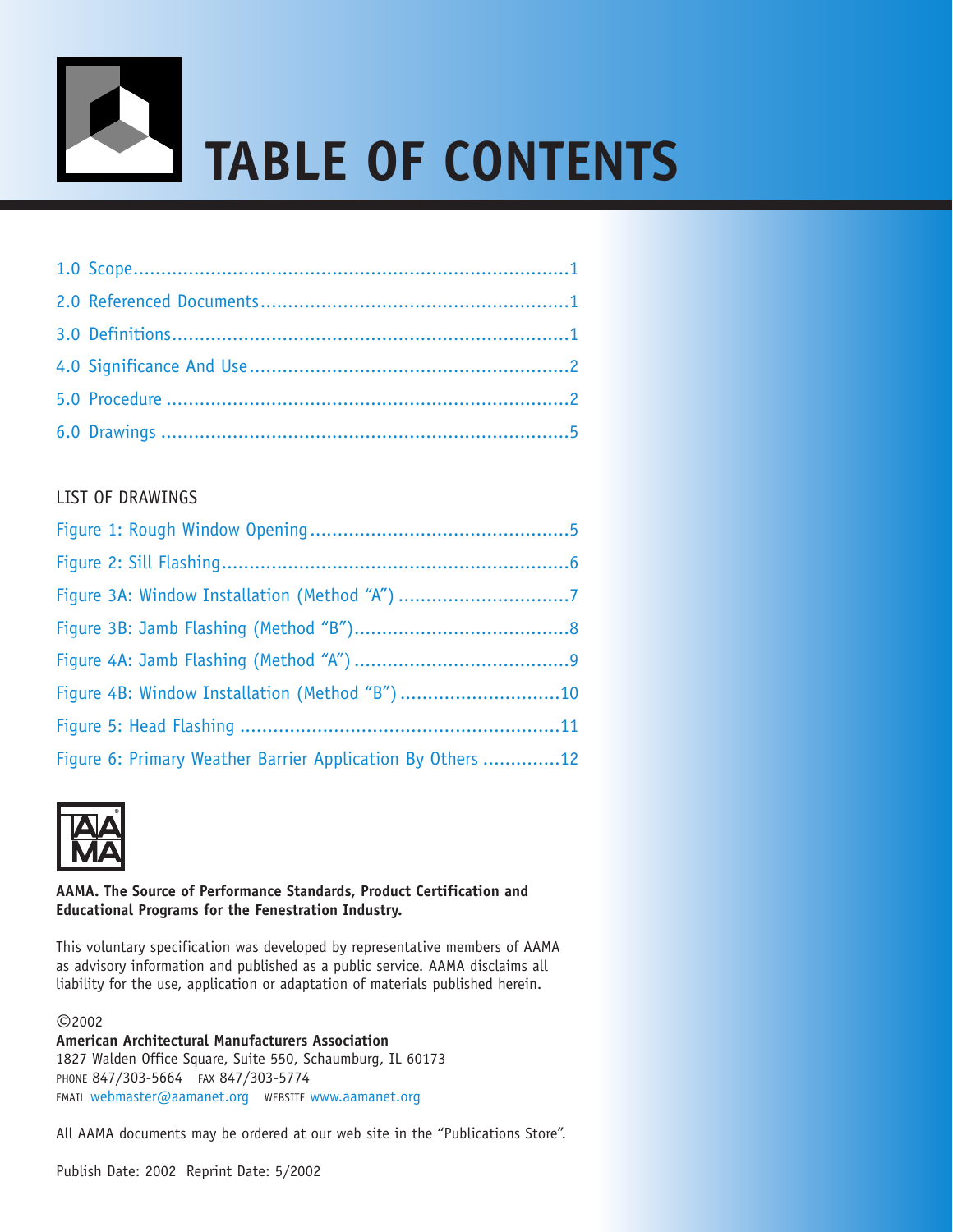# TABLE OF CONTENTS

1.0 Scope..............................................................................1

2.0 Referenced Documents.......................................................1

3.0 Definitions.......................................................................1

4.0 Significance And Use.........................................................2

5.0 Procedure ........................................................................2

6.0 Drawings .........................................................................5

LIST OF DRAWINGS

Figure 1: Rough Window Opening...............................................5

Figure 2: Sill Flashing...............................................................6

Figure 3A: Window Installation (Method "A") ...............................7

Figure 3B: Jamb Flashing (Method "B").......................................8

Figure 4A: Jamb Flashing (Method "A") .......................................9

Figure 4B: Window Installation (Method "B") .............................10

Figure 5: Head Flashing .........................................................11

Figure 6: Primary Weather Barrier Application By Others ..............12

**AAMA. The Source of Performance Standards, Product Certification and Educational Programs for the Fenestration Industry.**

This voluntary specification was developed by representative members of AAMA as advisory information and published as a public service. AAMA disclaims all liability for the use, application or adaptation of materials published herein.

©2002
**American Architectural Manufacturers Association**
1827 Walden Office Square, Suite 550, Schaumburg, IL 60173
PHONE 847/303-5664 FAX 847/303-5774
EMAIL webmaster@aamanet.org WEBSITE www.aamanet.org

All AAMA documents may be ordered at our web site in the "Publications Store".

Publish Date: 2002 Reprint Date: 5/2002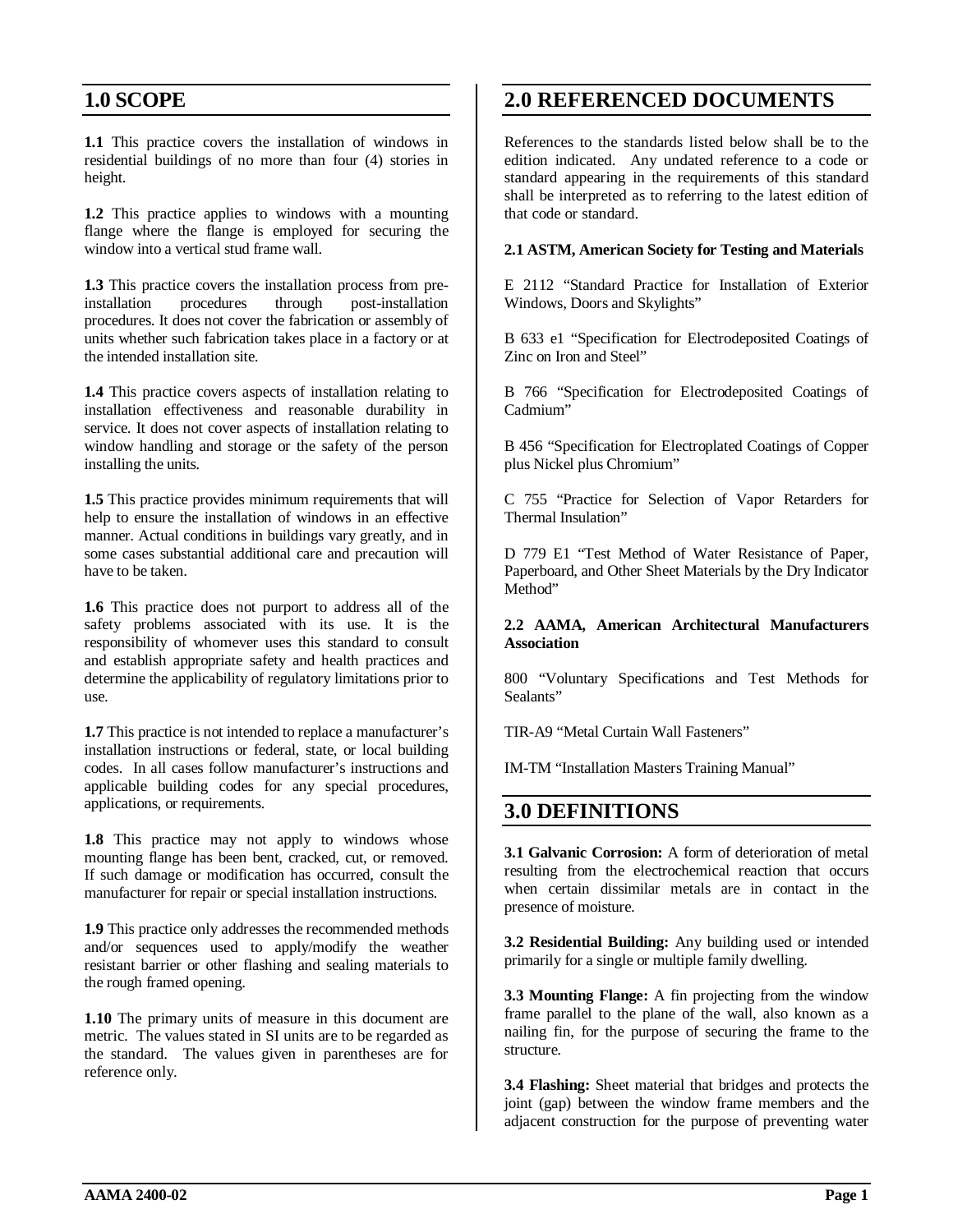## 1.0 SCOPE

**1.1** This practice covers the installation of windows in residential buildings of no more than four (4) stories in height.

**1.2** This practice applies to windows with a mounting flange where the flange is employed for securing the window into a vertical stud frame wall.

**1.3** This practice covers the installation process from pre-installation procedures through post-installation procedures. It does not cover the fabrication or assembly of units whether such fabrication takes place in a factory or at the intended installation site.

**1.4** This practice covers aspects of installation relating to installation effectiveness and reasonable durability in service. It does not cover aspects of installation relating to window handling and storage or the safety of the person installing the units.

**1.5** This practice provides minimum requirements that will help to ensure the installation of windows in an effective manner. Actual conditions in buildings vary greatly, and in some cases substantial additional care and precaution will have to be taken.

**1.6** This practice does not purport to address all of the safety problems associated with its use. It is the responsibility of whomever uses this standard to consult and establish appropriate safety and health practices and determine the applicability of regulatory limitations prior to use.

**1.7** This practice is not intended to replace a manufacturer's installation instructions or federal, state, or local building codes. In all cases follow manufacturer's instructions and applicable building codes for any special procedures, applications, or requirements.

**1.8** This practice may not apply to windows whose mounting flange has been bent, cracked, cut, or removed. If such damage or modification has occurred, consult the manufacturer for repair or special installation instructions.

**1.9** This practice only addresses the recommended methods and/or sequences used to apply/modify the weather resistant barrier or other flashing and sealing materials to the rough framed opening.

**1.10** The primary units of measure in this document are metric. The values stated in SI units are to be regarded as the standard. The values given in parentheses are for reference only.

## 2.0 REFERENCED DOCUMENTS

References to the standards listed below shall be to the edition indicated. Any undated reference to a code or standard appearing in the requirements of this standard shall be interpreted as to referring to the latest edition of that code or standard.

**2.1 ASTM, American Society for Testing and Materials**

E 2112 "Standard Practice for Installation of Exterior Windows, Doors and Skylights"

B 633 e1 "Specification for Electrodeposited Coatings of Zinc on Iron and Steel"

B 766 "Specification for Electrodeposited Coatings of Cadmium"

B 456 "Specification for Electroplated Coatings of Copper plus Nickel plus Chromium"

C 755 "Practice for Selection of Vapor Retarders for Thermal Insulation"

D 779 E1 "Test Method of Water Resistance of Paper, Paperboard, and Other Sheet Materials by the Dry Indicator Method"

**2.2 AAMA, American Architectural Manufacturers Association**

800 "Voluntary Specifications and Test Methods for Sealants"

TIR-A9 "Metal Curtain Wall Fasteners"

IM-TM "Installation Masters Training Manual"

## 3.0 DEFINITIONS

**3.1 Galvanic Corrosion:** A form of deterioration of metal resulting from the electrochemical reaction that occurs when certain dissimilar metals are in contact in the presence of moisture.

**3.2 Residential Building:** Any building used or intended primarily for a single or multiple family dwelling.

**3.3 Mounting Flange:** A fin projecting from the window frame parallel to the plane of the wall, also known as a nailing fin, for the purpose of securing the frame to the structure.

**3.4 Flashing:** Sheet material that bridges and protects the joint (gap) between the window frame members and the adjacent construction for the purpose of preventing water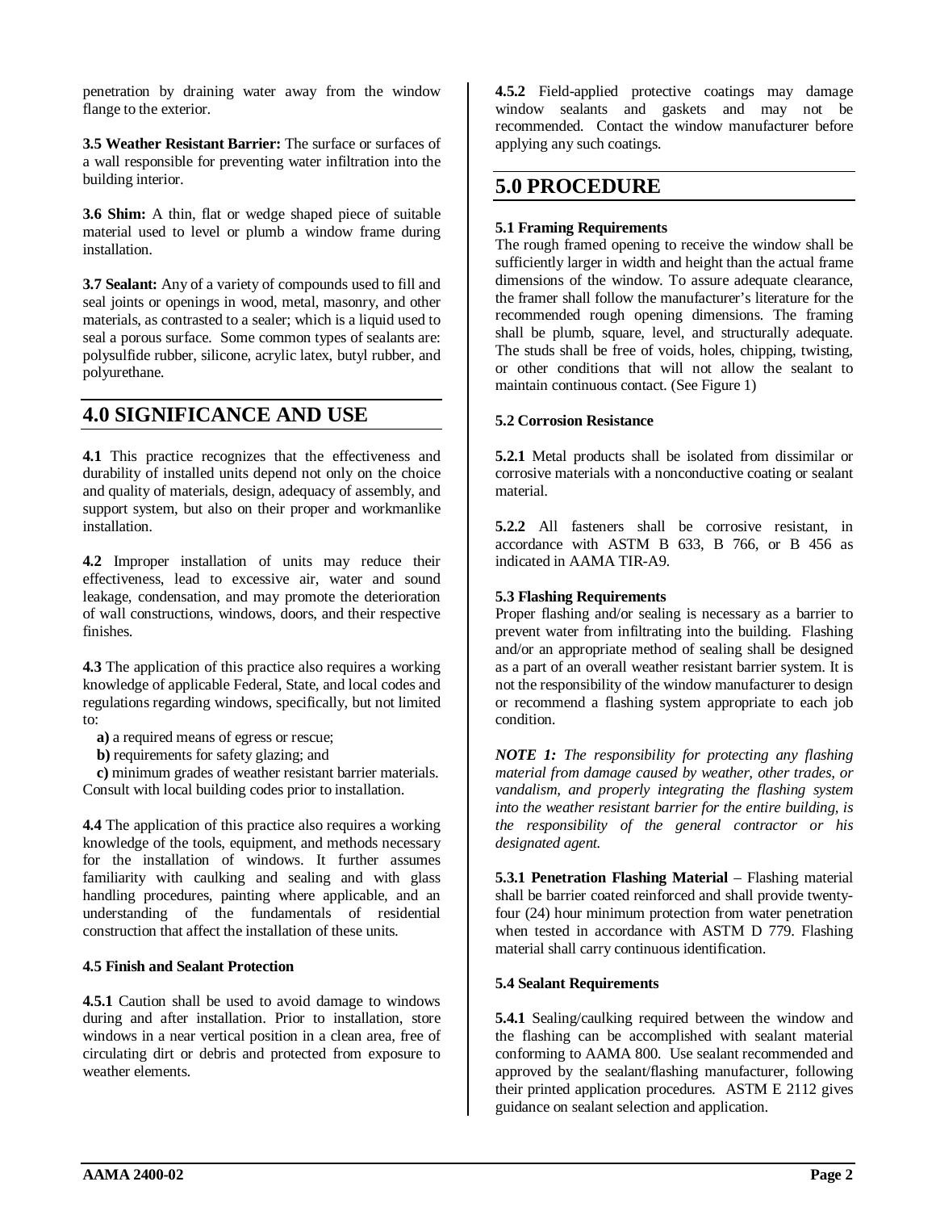penetration by draining water away from the window flange to the exterior.

**3.5 Weather Resistant Barrier:** The surface or surfaces of a wall responsible for preventing water infiltration into the building interior.

**3.6 Shim:** A thin, flat or wedge shaped piece of suitable material used to level or plumb a window frame during installation.

**3.7 Sealant:** Any of a variety of compounds used to fill and seal joints or openings in wood, metal, masonry, and other materials, as contrasted to a sealer; which is a liquid used to seal a porous surface. Some common types of sealants are: polysulfide rubber, silicone, acrylic latex, butyl rubber, and polyurethane.

## 4.0 SIGNIFICANCE AND USE

**4.1** This practice recognizes that the effectiveness and durability of installed units depend not only on the choice and quality of materials, design, adequacy of assembly, and support system, but also on their proper and workmanlike installation.

**4.2** Improper installation of units may reduce their effectiveness, lead to excessive air, water and sound leakage, condensation, and may promote the deterioration of wall constructions, windows, doors, and their respective finishes.

**4.3** The application of this practice also requires a working knowledge of applicable Federal, State, and local codes and regulations regarding windows, specifically, but not limited to:

**a)** a required means of egress or rescue;
**b)** requirements for safety glazing; and
**c)** minimum grades of weather resistant barrier materials.

Consult with local building codes prior to installation.

**4.4** The application of this practice also requires a working knowledge of the tools, equipment, and methods necessary for the installation of windows. It further assumes familiarity with caulking and sealing and with glass handling procedures, painting where applicable, and an understanding of the fundamentals of residential construction that affect the installation of these units.

**4.5 Finish and Sealant Protection**

**4.5.1** Caution shall be used to avoid damage to windows during and after installation. Prior to installation, store windows in a near vertical position in a clean area, free of circulating dirt or debris and protected from exposure to weather elements.

**4.5.2** Field-applied protective coatings may damage window sealants and gaskets and may not be recommended. Contact the window manufacturer before applying any such coatings.

## 5.0 PROCEDURE

**5.1 Framing Requirements**

The rough framed opening to receive the window shall be sufficiently larger in width and height than the actual frame dimensions of the window. To assure adequate clearance, the framer shall follow the manufacturer's literature for the recommended rough opening dimensions. The framing shall be plumb, square, level, and structurally adequate. The studs shall be free of voids, holes, chipping, twisting, or other conditions that will not allow the sealant to maintain continuous contact. (See Figure 1)

**5.2 Corrosion Resistance**

**5.2.1** Metal products shall be isolated from dissimilar or corrosive materials with a nonconductive coating or sealant material.

**5.2.2** All fasteners shall be corrosive resistant, in accordance with ASTM B 633, B 766, or B 456 as indicated in AAMA TIR-A9.

**5.3 Flashing Requirements**

Proper flashing and/or sealing is necessary as a barrier to prevent water from infiltrating into the building. Flashing and/or an appropriate method of sealing shall be designed as a part of an overall weather resistant barrier system. It is not the responsibility of the window manufacturer to design or recommend a flashing system appropriate to each job condition.

***NOTE 1:*** *The responsibility for protecting any flashing material from damage caused by weather, other trades, or vandalism, and properly integrating the flashing system into the weather resistant barrier for the entire building, is the responsibility of the general contractor or his designated agent.*

**5.3.1 Penetration Flashing Material** – Flashing material shall be barrier coated reinforced and shall provide twenty-four (24) hour minimum protection from water penetration when tested in accordance with ASTM D 779. Flashing material shall carry continuous identification.

**5.4 Sealant Requirements**

**5.4.1** Sealing/caulking required between the window and the flashing can be accomplished with sealant material conforming to AAMA 800. Use sealant recommended and approved by the sealant/flashing manufacturer, following their printed application procedures. ASTM E 2112 gives guidance on sealant selection and application.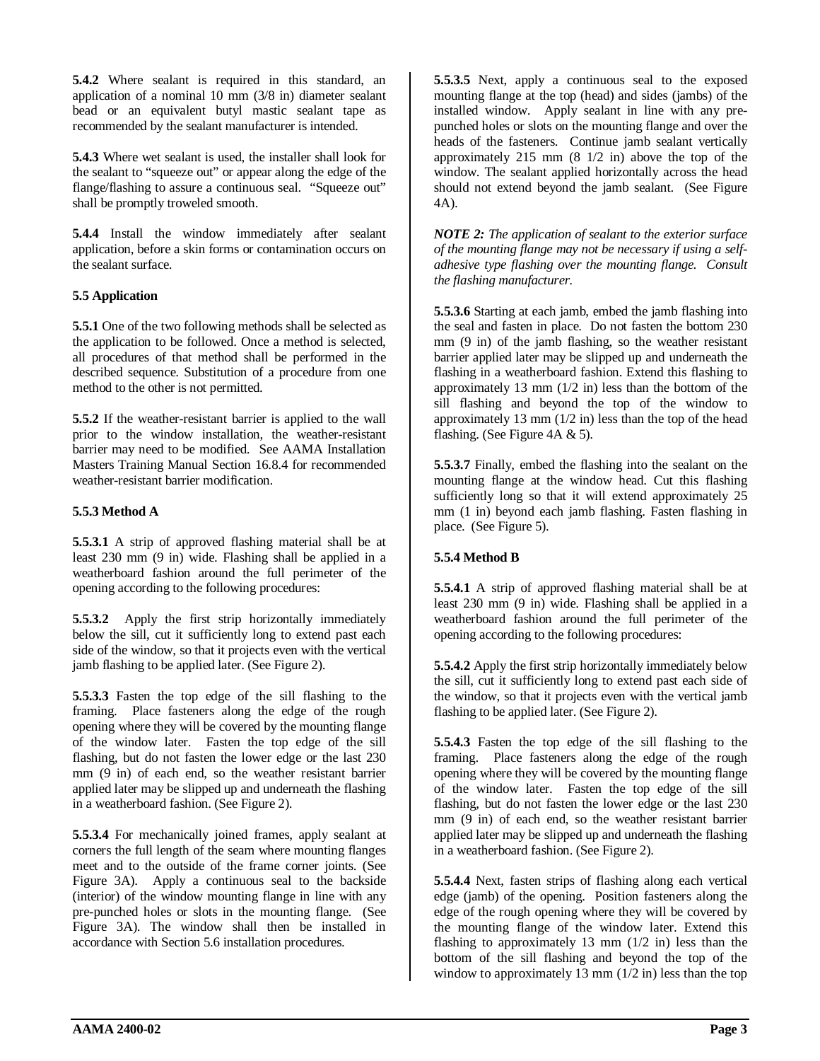**5.4.2** Where sealant is required in this standard, an application of a nominal 10 mm (3/8 in) diameter sealant bead or an equivalent butyl mastic sealant tape as recommended by the sealant manufacturer is intended.

**5.4.3** Where wet sealant is used, the installer shall look for the sealant to "squeeze out" or appear along the edge of the flange/flashing to assure a continuous seal. "Squeeze out" shall be promptly troweled smooth.

**5.4.4** Install the window immediately after sealant application, before a skin forms or contamination occurs on the sealant surface.

**5.5 Application**

**5.5.1** One of the two following methods shall be selected as the application to be followed. Once a method is selected, all procedures of that method shall be performed in the described sequence. Substitution of a procedure from one method to the other is not permitted.

**5.5.2** If the weather-resistant barrier is applied to the wall prior to the window installation, the weather-resistant barrier may need to be modified. See AAMA Installation Masters Training Manual Section 16.8.4 for recommended weather-resistant barrier modification.

**5.5.3 Method A**

**5.5.3.1** A strip of approved flashing material shall be at least 230 mm (9 in) wide. Flashing shall be applied in a weatherboard fashion around the full perimeter of the opening according to the following procedures:

**5.5.3.2** Apply the first strip horizontally immediately below the sill, cut it sufficiently long to extend past each side of the window, so that it projects even with the vertical jamb flashing to be applied later. (See Figure 2).

**5.5.3.3** Fasten the top edge of the sill flashing to the framing. Place fasteners along the edge of the rough opening where they will be covered by the mounting flange of the window later. Fasten the top edge of the sill flashing, but do not fasten the lower edge or the last 230 mm (9 in) of each end, so the weather resistant barrier applied later may be slipped up and underneath the flashing in a weatherboard fashion. (See Figure 2).

**5.5.3.4** For mechanically joined frames, apply sealant at corners the full length of the seam where mounting flanges meet and to the outside of the frame corner joints. (See Figure 3A). Apply a continuous seal to the backside (interior) of the window mounting flange in line with any pre-punched holes or slots in the mounting flange. (See Figure 3A). The window shall then be installed in accordance with Section 5.6 installation procedures.

**5.5.3.5** Next, apply a continuous seal to the exposed mounting flange at the top (head) and sides (jambs) of the installed window. Apply sealant in line with any pre-punched holes or slots on the mounting flange and over the heads of the fasteners. Continue jamb sealant vertically approximately 215 mm (8 1/2 in) above the top of the window. The sealant applied horizontally across the head should not extend beyond the jamb sealant. (See Figure 4A).

***NOTE 2:*** *The application of sealant to the exterior surface of the mounting flange may not be necessary if using a self-adhesive type flashing over the mounting flange. Consult the flashing manufacturer.*

**5.5.3.6** Starting at each jamb, embed the jamb flashing into the seal and fasten in place. Do not fasten the bottom 230 mm (9 in) of the jamb flashing, so the weather resistant barrier applied later may be slipped up and underneath the flashing in a weatherboard fashion. Extend this flashing to approximately 13 mm (1/2 in) less than the bottom of the sill flashing and beyond the top of the window to approximately 13 mm (1/2 in) less than the top of the head flashing. (See Figure 4A & 5).

**5.5.3.7** Finally, embed the flashing into the sealant on the mounting flange at the window head. Cut this flashing sufficiently long so that it will extend approximately 25 mm (1 in) beyond each jamb flashing. Fasten flashing in place. (See Figure 5).

**5.5.4 Method B**

**5.5.4.1** A strip of approved flashing material shall be at least 230 mm (9 in) wide. Flashing shall be applied in a weatherboard fashion around the full perimeter of the opening according to the following procedures:

**5.5.4.2** Apply the first strip horizontally immediately below the sill, cut it sufficiently long to extend past each side of the window, so that it projects even with the vertical jamb flashing to be applied later. (See Figure 2).

**5.5.4.3** Fasten the top edge of the sill flashing to the framing. Place fasteners along the edge of the rough opening where they will be covered by the mounting flange of the window later. Fasten the top edge of the sill flashing, but do not fasten the lower edge or the last 230 mm (9 in) of each end, so the weather resistant barrier applied later may be slipped up and underneath the flashing in a weatherboard fashion. (See Figure 2).

**5.5.4.4** Next, fasten strips of flashing along each vertical edge (jamb) of the opening. Position fasteners along the edge of the rough opening where they will be covered by the mounting flange of the window later. Extend this flashing to approximately 13 mm (1/2 in) less than the bottom of the sill flashing and beyond the top of the window to approximately 13 mm (1/2 in) less than the top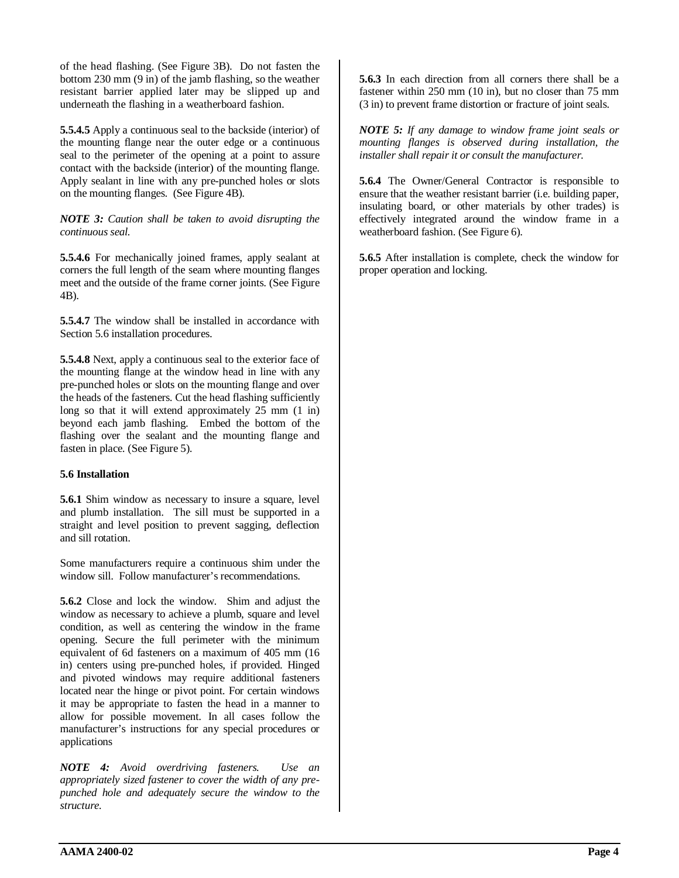of the head flashing. (See Figure 3B). Do not fasten the bottom 230 mm (9 in) of the jamb flashing, so the weather resistant barrier applied later may be slipped up and underneath the flashing in a weatherboard fashion.

**5.5.4.5** Apply a continuous seal to the backside (interior) of the mounting flange near the outer edge or a continuous seal to the perimeter of the opening at a point to assure contact with the backside (interior) of the mounting flange. Apply sealant in line with any pre-punched holes or slots on the mounting flanges. (See Figure 4B).

***NOTE 3:*** *Caution shall be taken to avoid disrupting the continuous seal.*

**5.5.4.6** For mechanically joined frames, apply sealant at corners the full length of the seam where mounting flanges meet and the outside of the frame corner joints. (See Figure 4B).

**5.5.4.7** The window shall be installed in accordance with Section 5.6 installation procedures.

**5.5.4.8** Next, apply a continuous seal to the exterior face of the mounting flange at the window head in line with any pre-punched holes or slots on the mounting flange and over the heads of the fasteners. Cut the head flashing sufficiently long so that it will extend approximately 25 mm (1 in) beyond each jamb flashing. Embed the bottom of the flashing over the sealant and the mounting flange and fasten in place. (See Figure 5).

**5.6 Installation**

**5.6.1** Shim window as necessary to insure a square, level and plumb installation. The sill must be supported in a straight and level position to prevent sagging, deflection and sill rotation.

Some manufacturers require a continuous shim under the window sill. Follow manufacturer's recommendations.

**5.6.2** Close and lock the window. Shim and adjust the window as necessary to achieve a plumb, square and level condition, as well as centering the window in the frame opening. Secure the full perimeter with the minimum equivalent of 6d fasteners on a maximum of 405 mm (16 in) centers using pre-punched holes, if provided. Hinged and pivoted windows may require additional fasteners located near the hinge or pivot point. For certain windows it may be appropriate to fasten the head in a manner to allow for possible movement. In all cases follow the manufacturer's instructions for any special procedures or applications

***NOTE 4:*** *Avoid overdriving fasteners. Use an appropriately sized fastener to cover the width of any pre-punched hole and adequately secure the window to the structure.*

**5.6.3** In each direction from all corners there shall be a fastener within 250 mm (10 in), but no closer than 75 mm (3 in) to prevent frame distortion or fracture of joint seals.

***NOTE 5:*** *If any damage to window frame joint seals or mounting flanges is observed during installation, the installer shall repair it or consult the manufacturer.*

**5.6.4** The Owner/General Contractor is responsible to ensure that the weather resistant barrier (i.e. building paper, insulating board, or other materials by other trades) is effectively integrated around the window frame in a weatherboard fashion. (See Figure 6).

**5.6.5** After installation is complete, check the window for proper operation and locking.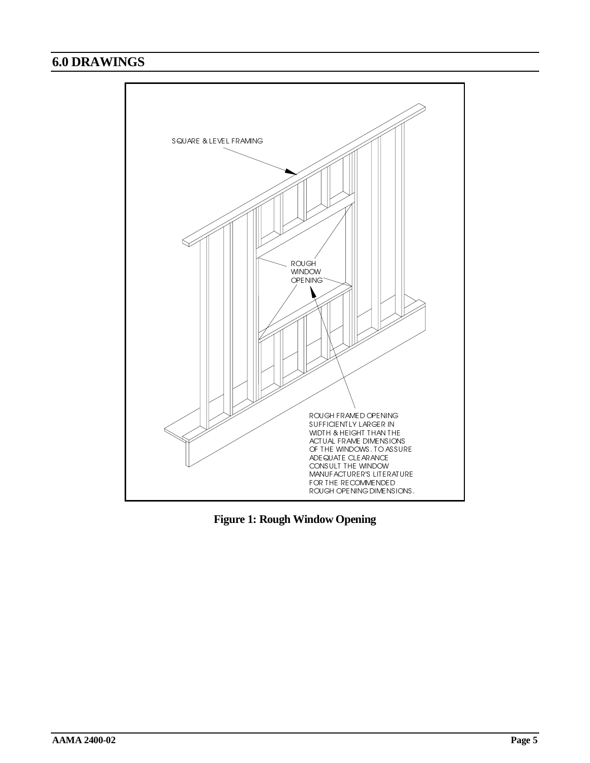## 6.0 DRAWINGS

SQUARE & LEVEL FRAMING

ROUGH WINDOW OPENING

ROUGH FRAMED OPENING SUFFICIENTLY LARGER IN WIDTH & HEIGHT THAN THE ACTUAL FRAME DIMENSIONS OF THE WINDOWS. TO ASSURE ADEQUATE CLEARANCE CONSULT THE WINDOW MANUFACTURER'S LITERATURE FOR THE RECOMMENDED ROUGH OPENING DIMENSIONS.

**Figure 1: Rough Window Opening**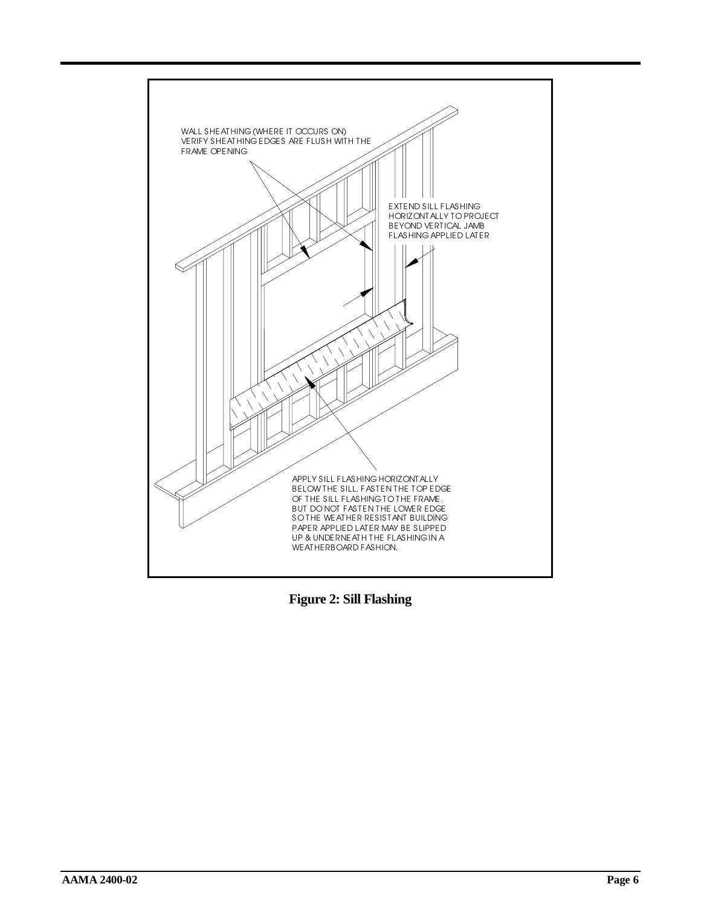WALL SHEATHING (WHERE IT OCCURS ON) VERIFY SHEATHING EDGES ARE FLUSH WITH THE FRAME OPENING

EXTEND SILL FLASHING HORIZONTALLY TO PROJECT BEYOND VERTICAL JAMB FLASHING APPLIED LATER

APPLY SILL FLASHING HORIZONTALLY BELOW THE SILL. FASTEN THE TOP EDGE OF THE SILL FLASHING TO THE FRAME. BUT DO NOT FASTEN THE LOWER EDGE SO THE WEATHER RESISTANT BUILDING PAPER APPLIED LATER MAY BE SLIPPED UP & UNDERNEATH THE FLASHING IN A WEATHERBOARD FASHION.

**Figure 2: Sill Flashing**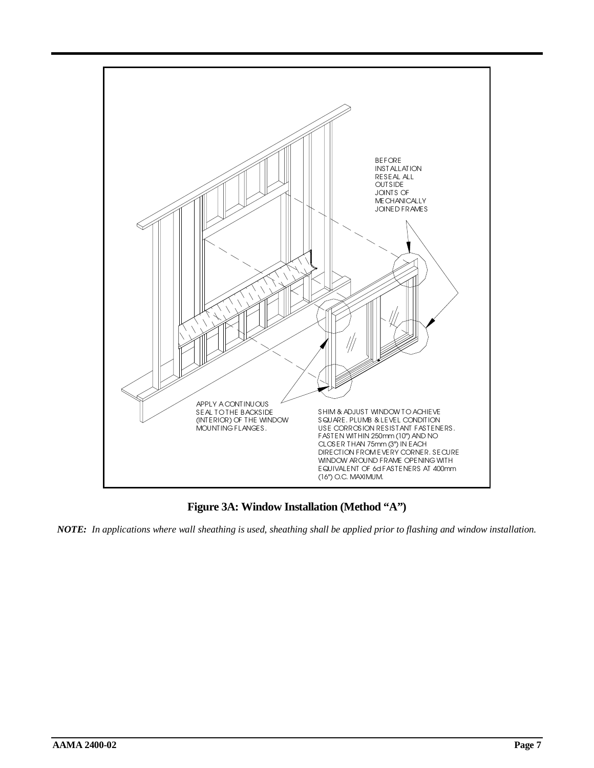BEFORE INSTALLATION RESEAL ALL OUTSIDE JOINTS OF MECHANICALLY JOINED FRAMES

APPLY A CONTINUOUS SEAL TO THE BACKSIDE (INTERIOR) OF THE WINDOW MOUNTING FLANGES.

SHIM & ADJUST WINDOW TO ACHIEVE SQUARE. PLUMB & LEVEL CONDITION USE CORROSION RESISTANT FASTENERS. FASTEN WITHIN 250mm (10") AND NO CLOSER THAN 75mm (3") IN EACH DIRECTION FROM EVERY CORNER. SECURE WINDOW AROUND FRAME OPENING WITH EQUIVALENT OF 6d FASTENERS AT 400mm (16") O.C. MAXIMUM.

**Figure 3A: Window Installation (Method "A")**

***NOTE:*** *In applications where wall sheathing is used, sheathing shall be applied prior to flashing and window installation.*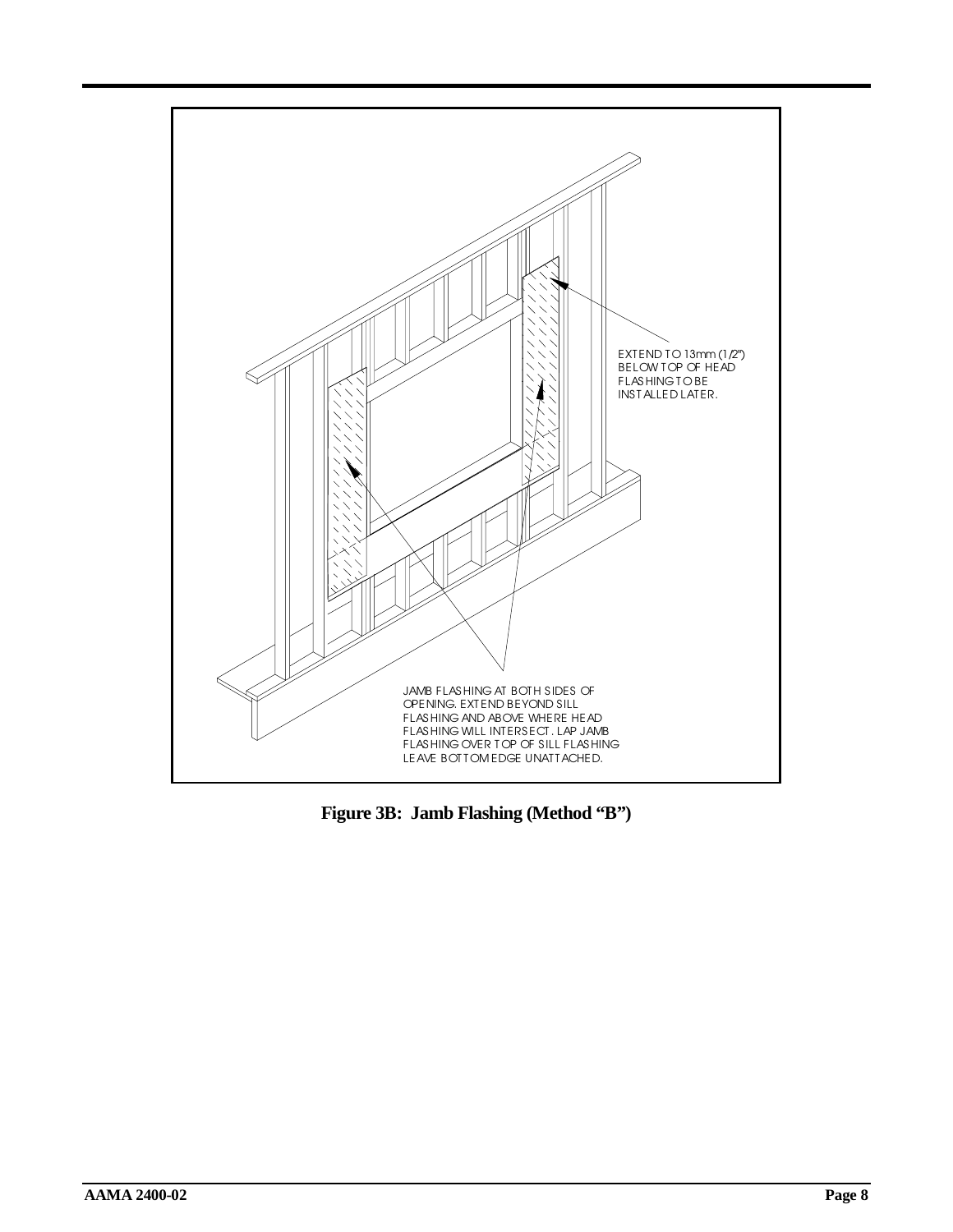EXTEND TO 13mm (1/2") BELOW TOP OF HEAD FLASHING TO BE INSTALLED LATER.

JAMB FLASHING AT BOTH SIDES OF OPENING. EXTEND BEYOND SILL FLASHING AND ABOVE WHERE HEAD FLASHING WILL INTERSECT. LAP JAMB FLASHING OVER TOP OF SILL FLASHING LEAVE BOTTOM EDGE UNATTACHED.

**Figure 3B: Jamb Flashing (Method "B")**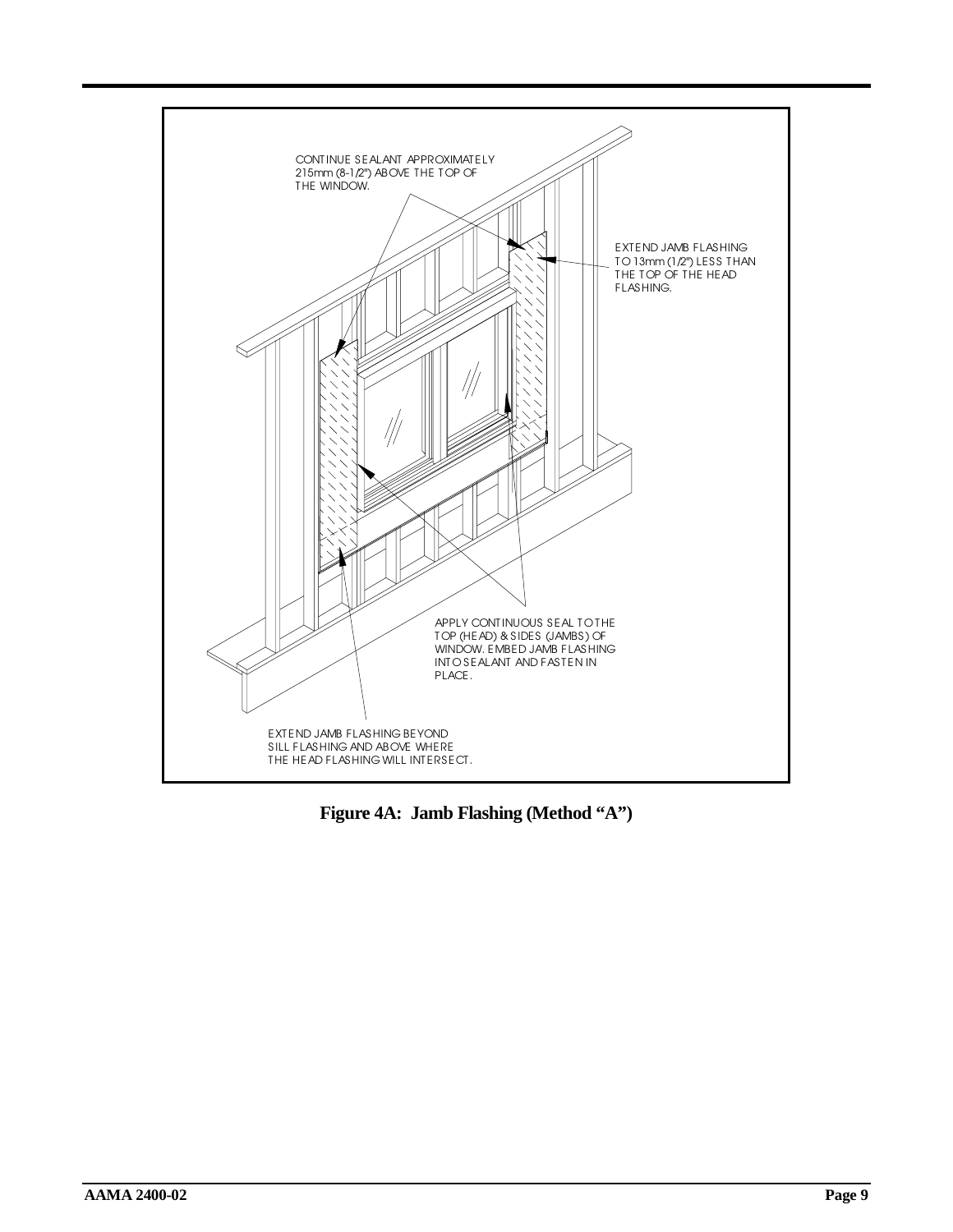CONTINUE SEALANT APPROXIMATELY 215mm (8-1/2") ABOVE THE TOP OF THE WINDOW.

EXTEND JAMB FLASHING TO 13mm (1/2") LESS THAN THE TOP OF THE HEAD FLASHING.

APPLY CONTINUOUS SEAL TO THE TOP (HEAD) & SIDES (JAMBS) OF WINDOW. EMBED JAMB FLASHING INTO SEALANT AND FASTEN IN PLACE.

EXTEND JAMB FLASHING BEYOND SILL FLASHING AND ABOVE WHERE THE HEAD FLASHING WILL INTERSECT.

**Figure 4A: Jamb Flashing (Method "A")**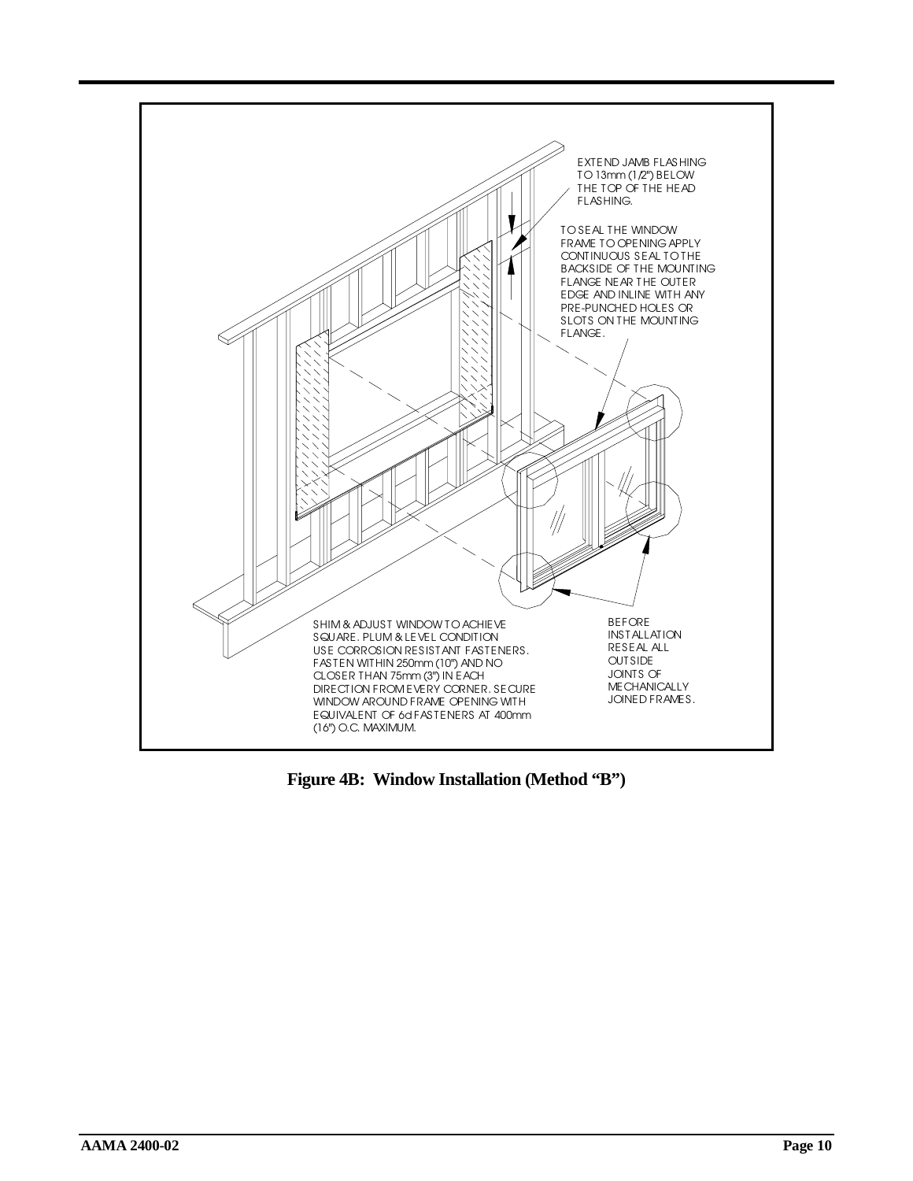EXTEND JAMB FLASHING TO 13mm (1/2") BELOW THE TOP OF THE HEAD FLASHING.

TO SEAL THE WINDOW FRAME TO OPENING APPLY CONTINUOUS SEAL TO THE BACKSIDE OF THE MOUNTING FLANGE NEAR THE OUTER EDGE AND INLINE WITH ANY PRE-PUNCHED HOLES OR SLOTS ON THE MOUNTING FLANGE.

SHIM & ADJUST WINDOW TO ACHIEVE SQUARE. PLUM & LEVEL CONDITION USE CORROSION RESISTANT FASTENERS. FASTEN WITHIN 250mm (10") AND NO CLOSER THAN 75mm (3") IN EACH DIRECTION FROM EVERY CORNER. SECURE WINDOW AROUND FRAME OPENING WITH EQUIVALENT OF 6d FASTENERS AT 400mm (16") O.C. MAXIMUM.

BEFORE INSTALLATION RESEAL ALL OUTSIDE JOINTS OF MECHANICALLY JOINED FRAMES.

**Figure 4B: Window Installation (Method "B")**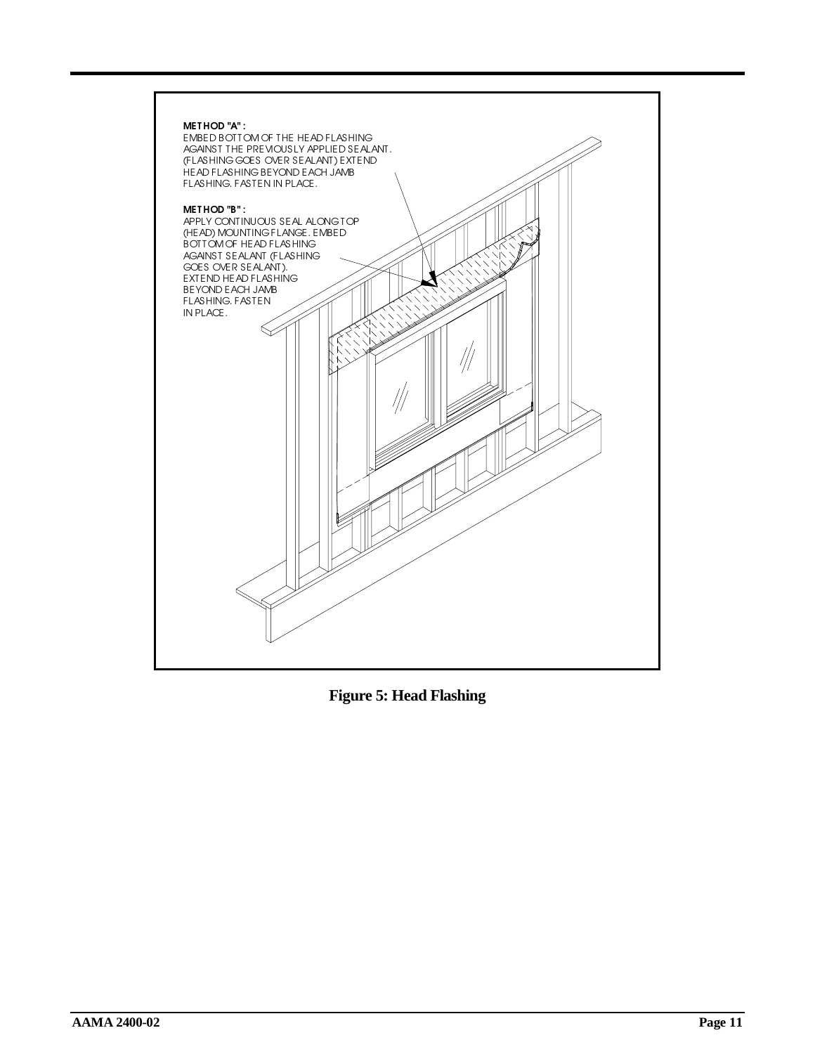METHOD "A":
EMBED BOTTOM OF THE HEAD FLASHING AGAINST THE PREVIOUSLY APPLIED SEALANT. (FLASHING GOES OVER SEALANT) EXTEND HEAD FLASHING BEYOND EACH JAMB FLASHING. FASTEN IN PLACE.

METHOD "B":
APPLY CONTINUOUS SEAL ALONG TOP (HEAD) MOUNTING FLANGE. EMBED BOTTOM OF HEAD FLASHING AGAINST SEALANT (FLASHING GOES OVER SEALANT). EXTEND HEAD FLASHING BEYOND EACH JAMB FLASHING. FASTEN IN PLACE.

**Figure 5: Head Flashing**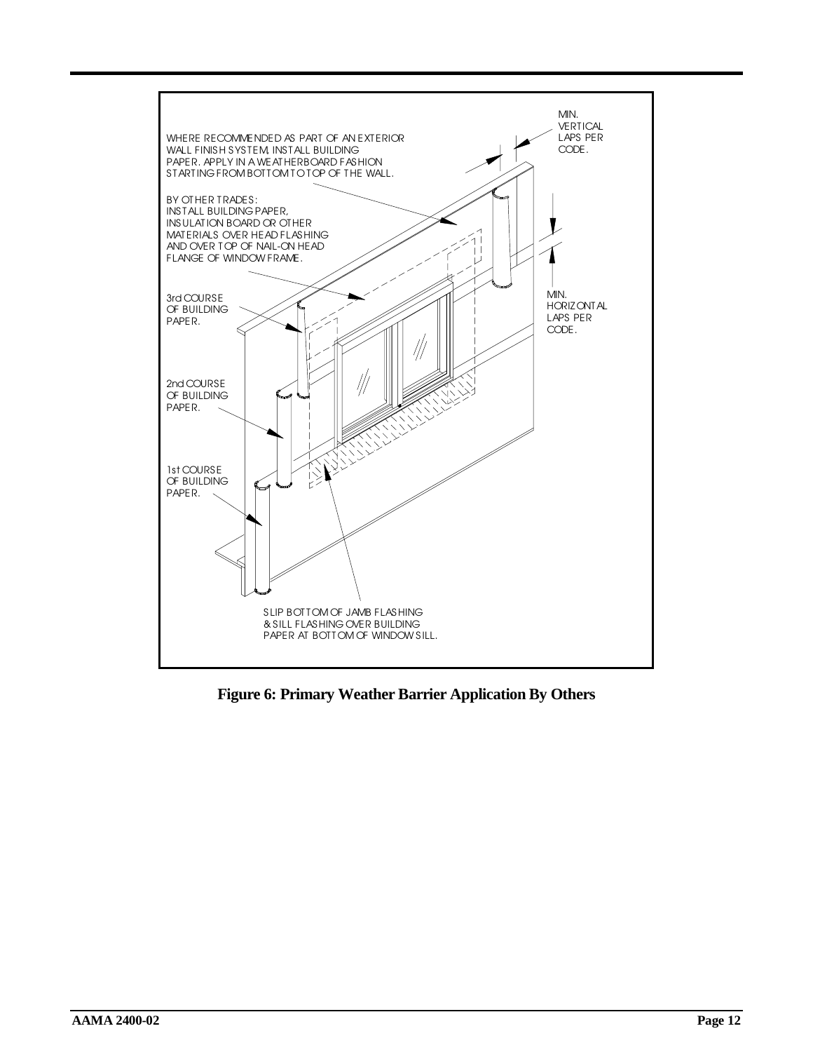WHERE RECOMMENDED AS PART OF AN EXTERIOR WALL FINISH SYSTEM, INSTALL BUILDING PAPER. APPLY IN A WEATHERBOARD FASHION STARTING FROM BOTTOM TO TOP OF THE WALL.

BY OTHER TRADES: INSTALL BUILDING PAPER, INSULATION BOARD OR OTHER MATERIALS OVER HEAD FLASHING AND OVER TOP OF NAIL-ON HEAD FLANGE OF WINDOW FRAME.

3rd COURSE OF BUILDING PAPER.

2nd COURSE OF BUILDING PAPER.

1st COURSE OF BUILDING PAPER.

MIN. VERTICAL LAPS PER CODE.

MIN. HORIZONTAL LAPS PER CODE.

SLIP BOTTOM OF JAMB FLASHING & SILL FLASHING OVER BUILDING PAPER AT BOTTOM OF WINDOW SILL.

**Figure 6: Primary Weather Barrier Application By Others**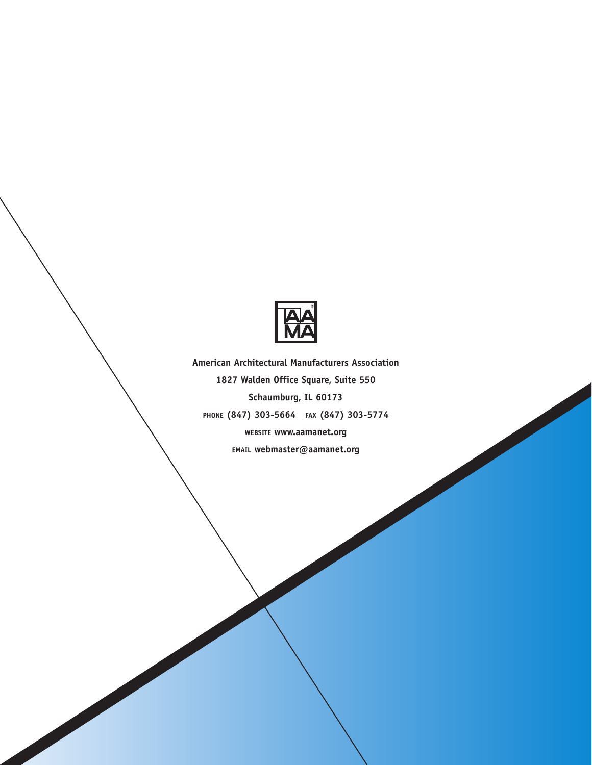**American Architectural Manufacturers Association**

**1827 Walden Office Square, Suite 550**

**Schaumburg, IL 60173**

**PHONE (847) 303-5664 FAX (847) 303-5774**

**WEBSITE www.aamanet.org**

**EMAIL webmaster@aamanet.org**